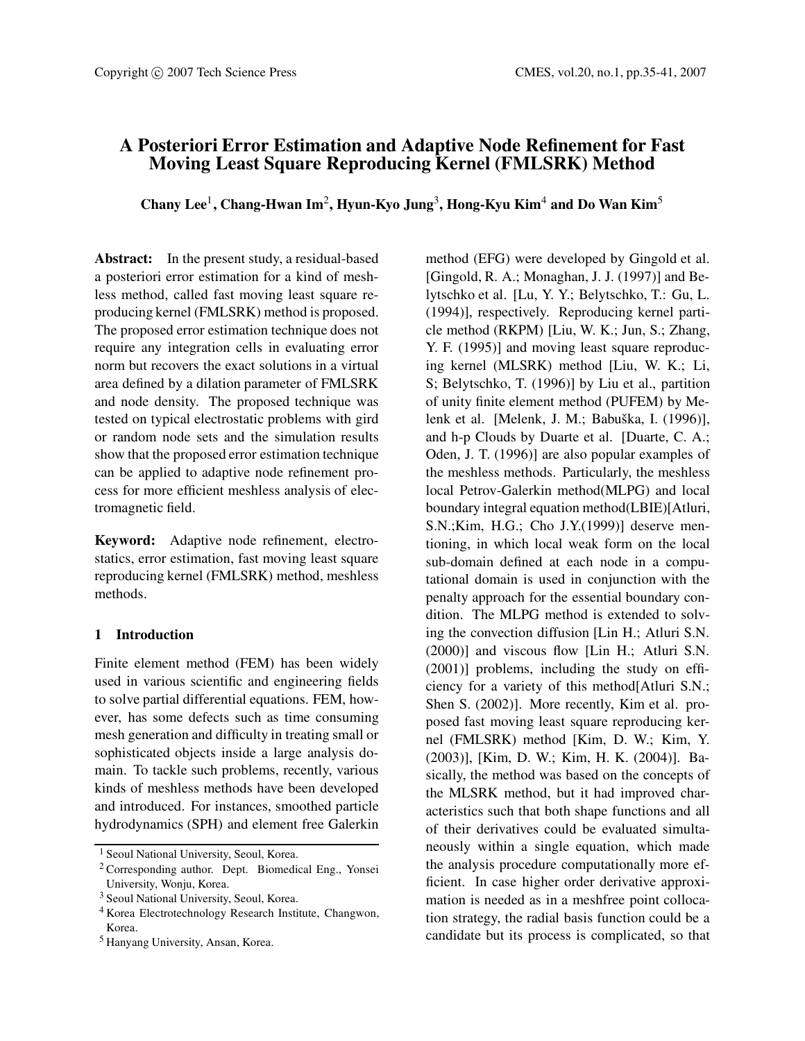# A Posteriori Error Estimation and Adaptive Node Refinement for Fast Moving Least Square Reproducing Kernel (FMLSRK) Method

**Chany Lee[1], Chang-Hwan Im[2], Hyun-Kyo Jung[3], Hong-Kyu Kim[4] and Do Wan Kim[5]**

**Abstract:** In the present study, a residual-based a posteriori error estimation for a kind of meshless method, called fast moving least square reproducing kernel (FMLSRK) method is proposed. The proposed error estimation technique does not require any integration cells in evaluating error norm but recovers the exact solutions in a virtual area defined by a dilation parameter of FMLSRK and node density. The proposed technique was tested on typical electrostatic problems with gird or random node sets and the simulation results show that the proposed error estimation technique can be applied to adaptive node refinement process for more efficient meshless analysis of electromagnetic field.

**Keyword:** Adaptive node refinement, electrostatics, error estimation, fast moving least square reproducing kernel (FMLSRK) method, meshless methods.

## 1 Introduction

Finite element method (FEM) has been widely used in various scientific and engineering fields to solve partial differential equations. FEM, however, has some defects such as time consuming mesh generation and difficulty in treating small or sophisticated objects inside a large analysis domain. To tackle such problems, recently, various kinds of meshless methods have been developed and introduced. For instances, smoothed particle hydrodynamics (SPH) and element free Galerkin method (EFG) were developed by Gingold et al. [Gingold, R. A.; Monaghan, J. J. (1997)] and Belytschko et al. [Lu, Y. Y.; Belytschko, T.: Gu, L. (1994)], respectively. Reproducing kernel particle method (RKPM) [Liu, W. K.; Jun, S.; Zhang, Y. F. (1995)] and moving least square reproducing kernel (MLSRK) method [Liu, W. K.; Li, S; Belytschko, T. (1996)] by Liu et al., partition of unity finite element method (PUFEM) by Melenk et al. [Melenk, J. M.; Babuška, I. (1996)], and h-p Clouds by Duarte et al. [Duarte, C. A.; Oden, J. T. (1996)] are also popular examples of the meshless methods. Particularly, the meshless local Petrov-Galerkin method(MLPG) and local boundary integral equation method(LBIE)[Atluri, S.N.;Kim, H.G.; Cho J.Y.(1999)] deserve mentioning, in which local weak form on the local sub-domain defined at each node in a computational domain is used in conjunction with the penalty approach for the essential boundary condition. The MLPG method is extended to solving the convection diffusion [Lin H.; Atluri S.N. (2000)] and viscous flow [Lin H.; Atluri S.N. (2001)] problems, including the study on efficiency for a variety of this method[Atluri S.N.; Shen S. (2002)]. More recently, Kim et al. proposed fast moving least square reproducing kernel (FMLSRK) method [Kim, D. W.; Kim, Y. (2003)], [Kim, D. W.; Kim, H. K. (2004)]. Basically, the method was based on the concepts of the MLSRK method, but it had improved characteristics such that both shape functions and all of their derivatives could be evaluated simultaneously within a single equation, which made the analysis procedure computationally more efficient. In case higher order derivative approximation is needed as in a meshfree point collocation strategy, the radial basis function could be a candidate but its process is complicated, so that

---

[1] Seoul National University, Seoul, Korea.

[2] Corresponding author. Dept. Biomedical Eng., Yonsei University, Wonju, Korea.

[3] Seoul National University, Seoul, Korea.

[4] Korea Electrotechnology Research Institute, Changwon, Korea.

[5] Hanyang University, Ansan, Korea.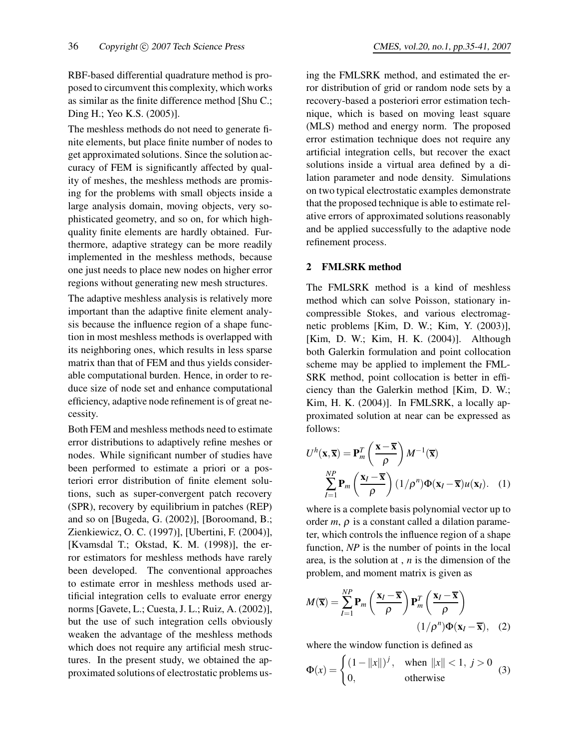RBF-based differential quadrature method is proposed to circumvent this complexity, which works as similar as the finite difference method [Shu C.; Ding H.; Yeo K.S. (2005)].

The meshless methods do not need to generate finite elements, but place finite number of nodes to get approximated solutions. Since the solution accuracy of FEM is significantly affected by quality of meshes, the meshless methods are promising for the problems with small objects inside a large analysis domain, moving objects, very sophisticated geometry, and so on, for which high-quality finite elements are hardly obtained. Furthermore, adaptive strategy can be more readily implemented in the meshless methods, because one just needs to place new nodes on higher error regions without generating new mesh structures.

The adaptive meshless analysis is relatively more important than the adaptive finite element analysis because the influence region of a shape function in most meshless methods is overlapped with its neighboring ones, which results in less sparse matrix than that of FEM and thus yields considerable computational burden. Hence, in order to reduce size of node set and enhance computational efficiency, adaptive node refinement is of great necessity.

Both FEM and meshless methods need to estimate error distributions to adaptively refine meshes or nodes. While significant number of studies have been performed to estimate a priori or a posteriori error distribution of finite element solutions, such as super-convergent patch recovery (SPR), recovery by equilibrium in patches (REP) and so on [Bugeda, G. (2002)], [Boroomand, B.; Zienkiewicz, O. C. (1997)], [Ubertini, F. (2004)], [Kvamsdal T.; Okstad, K. M. (1998)], the error estimators for meshless methods have rarely been developed. The conventional approaches to estimate error in meshless methods used artificial integration cells to evaluate error energy norms [Gavete, L.; Cuesta, J. L.; Ruiz, A. (2002)], but the use of such integration cells obviously weaken the advantage of the meshless methods which does not require any artificial mesh structures. In the present study, we obtained the approximated solutions of electrostatic problems using the FMLSRK method, and estimated the error distribution of grid or random node sets by a recovery-based a posteriori error estimation technique, which is based on moving least square (MLS) method and energy norm. The proposed error estimation technique does not require any artificial integration cells, but recover the exact solutions inside a virtual area defined by a dilation parameter and node density. Simulations on two typical electrostatic examples demonstrate that the proposed technique is able to estimate relative errors of approximated solutions reasonably and be applied successfully to the adaptive node refinement process.

## 2 FMLSRK method

The FMLSRK method is a kind of meshless method which can solve Poisson, stationary incompressible Stokes, and various electromagnetic problems [Kim, D. W.; Kim, Y. (2003)], [Kim, D. W.; Kim, H. K. (2004)]. Although both Galerkin formulation and point collocation scheme may be applied to implement the FMLSRK method, point collocation is better in efficiency than the Galerkin method [Kim, D. W.; Kim, H. K. (2004)]. In FMLSRK, a locally approximated solution at near can be expressed as follows:

$$U^h(\mathbf{x},\overline{\mathbf{x}}) = \mathbf{P}_m^T\left(\frac{\mathbf{x}-\overline{\mathbf{x}}}{\rho}\right) M^{-1}(\overline{\mathbf{x}}) \sum_{I=1}^{NP} \mathbf{P}_m\left(\frac{\mathbf{x}_I-\overline{\mathbf{x}}}{\rho}\right)(1/\rho^n)\Phi(\mathbf{x}_I-\overline{\mathbf{x}})u(\mathbf{x}_I). \quad (1)$$

where is a complete basis polynomial vector up to order $m$, $\rho$ is a constant called a dilation parameter, which controls the influence region of a shape function, $NP$ is the number of points in the local area, is the solution at , $n$ is the dimension of the problem, and moment matrix is given as

$$M(\overline{\mathbf{x}}) = \sum_{I=1}^{NP} \mathbf{P}_m\left(\frac{\mathbf{x}_I-\overline{\mathbf{x}}}{\rho}\right)\mathbf{P}_m^T\left(\frac{\mathbf{x}_I-\overline{\mathbf{x}}}{\rho}\right)(1/\rho^n)\Phi(\mathbf{x}_I-\overline{\mathbf{x}}), \quad (2)$$

where the window function is defined as

$$\Phi(x) = \begin{cases} (1-\|x\|)^j, & \text{when } \|x\|<1,\ j>0 \\ 0, & \text{otherwise} \end{cases} \quad (3)$$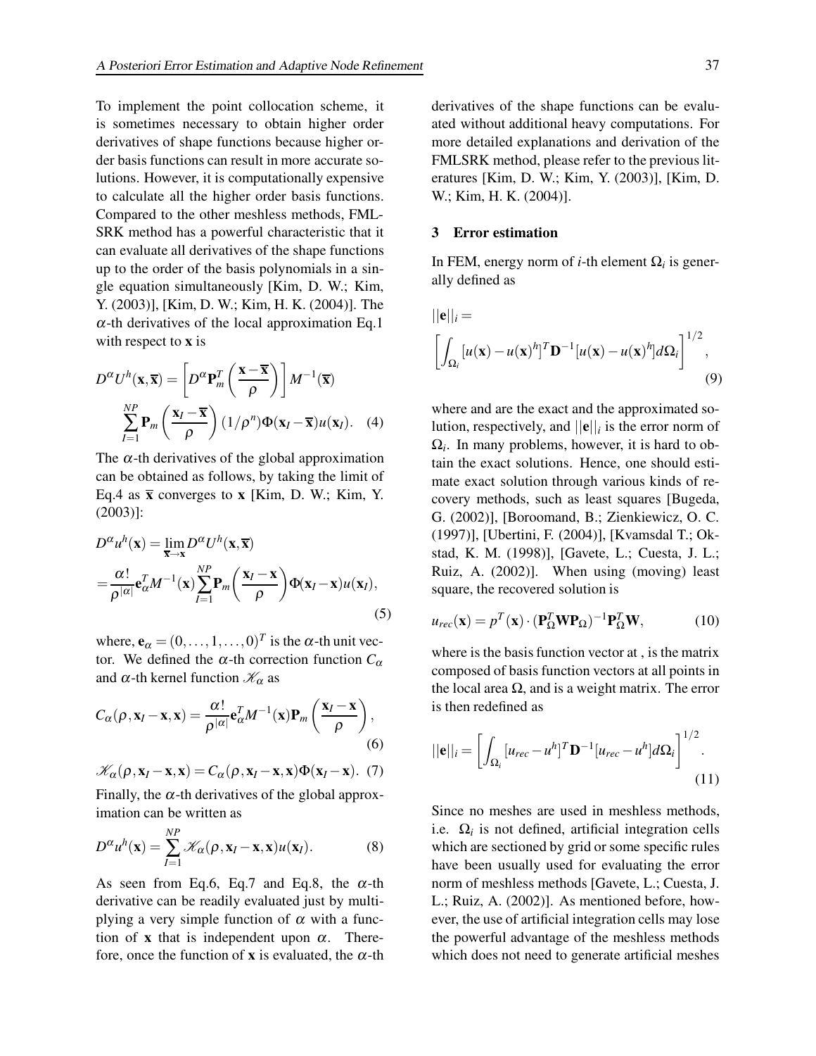To implement the point collocation scheme, it is sometimes necessary to obtain higher order derivatives of shape functions because higher order basis functions can result in more accurate solutions. However, it is computationally expensive to calculate all the higher order basis functions. Compared to the other meshless methods, FMLSRK method has a powerful characteristic that it can evaluate all derivatives of the shape functions up to the order of the basis polynomials in a single equation simultaneously [Kim, D. W.; Kim, Y. (2003)], [Kim, D. W.; Kim, H. K. (2004)]. The $\alpha$-th derivatives of the local approximation Eq.1 with respect to $\mathbf{x}$ is

$$D^{\alpha}U^{h}(\mathbf{x},\overline{\mathbf{x}}) = \left[D^{\alpha}\mathbf{P}_{m}^{T}\left(\frac{\mathbf{x}-\overline{\mathbf{x}}}{\rho}\right)\right]M^{-1}(\overline{\mathbf{x}}) \sum_{I=1}^{NP}\mathbf{P}_{m}\left(\frac{\mathbf{x}_{I}-\overline{\mathbf{x}}}{\rho}\right)(1/\rho^{n})\Phi(\mathbf{x}_{I}-\overline{\mathbf{x}})u(\mathbf{x}_{I}). \quad (4)$$

The $\alpha$-th derivatives of the global approximation can be obtained as follows, by taking the limit of Eq.4 as $\overline{\mathbf{x}}$ converges to $\mathbf{x}$ [Kim, D. W.; Kim, Y. (2003)]:

$$D^{\alpha}u^{h}(\mathbf{x}) = \lim_{\overline{\mathbf{x}}\to\mathbf{x}} D^{\alpha}U^{h}(\mathbf{x},\overline{\mathbf{x}}) = \frac{\alpha!}{\rho^{|\alpha|}}\mathbf{e}_{\alpha}^{T}M^{-1}(\mathbf{x})\sum_{I=1}^{NP}\mathbf{P}_{m}\left(\frac{\mathbf{x}_{I}-\mathbf{x}}{\rho}\right)\Phi(\mathbf{x}_{I}-\mathbf{x})u(\mathbf{x}_{I}), \quad (5)$$

where, $\mathbf{e}_{\alpha} = (0,\ldots,1,\ldots,0)^{T}$ is the $\alpha$-th unit vector. We defined the $\alpha$-th correction function $C_{\alpha}$ and $\alpha$-th kernel function $\mathscr{K}_{\alpha}$ as

$$C_{\alpha}(\rho,\mathbf{x}_{I}-\mathbf{x},\mathbf{x}) = \frac{\alpha!}{\rho^{|\alpha|}}\mathbf{e}_{\alpha}^{T}M^{-1}(\mathbf{x})\mathbf{P}_{m}\left(\frac{\mathbf{x}_{I}-\mathbf{x}}{\rho}\right), \quad (6)$$

$$\mathscr{K}_{\alpha}(\rho,\mathbf{x}_{I}-\mathbf{x},\mathbf{x}) = C_{\alpha}(\rho,\mathbf{x}_{I}-\mathbf{x},\mathbf{x})\Phi(\mathbf{x}_{I}-\mathbf{x}). \quad (7)$$

Finally, the $\alpha$-th derivatives of the global approximation can be written as

$$D^{\alpha}u^{h}(\mathbf{x}) = \sum_{I=1}^{NP}\mathscr{K}_{\alpha}(\rho,\mathbf{x}_{I}-\mathbf{x},\mathbf{x})u(\mathbf{x}_{I}). \quad (8)$$

As seen from Eq.6, Eq.7 and Eq.8, the $\alpha$-th derivative can be readily evaluated just by multiplying a very simple function of $\alpha$ with a function of $\mathbf{x}$ that is independent upon $\alpha$. Therefore, once the function of $\mathbf{x}$ is evaluated, the $\alpha$-th derivatives of the shape functions can be evaluated without additional heavy computations. For more detailed explanations and derivation of the FMLSRK method, please refer to the previous literatures [Kim, D. W.; Kim, Y. (2003)], [Kim, D. W.; Kim, H. K. (2004)].

## 3 Error estimation

In FEM, energy norm of $i$-th element $\Omega_i$ is generally defined as

$$||\mathbf{e}||_{i} = \left[\int_{\Omega_{i}}[u(\mathbf{x})-u(\mathbf{x})^{h}]^{T}\mathbf{D}^{-1}[u(\mathbf{x})-u(\mathbf{x})^{h}]d\Omega_{i}\right]^{1/2}, \quad (9)$$

where and are the exact and the approximated solution, respectively, and $||\mathbf{e}||_{i}$ is the error norm of $\Omega_i$. In many problems, however, it is hard to obtain the exact solutions. Hence, one should estimate exact solution through various kinds of recovery methods, such as least squares [Bugeda, G. (2002)], [Boroomand, B.; Zienkiewicz, O. C. (1997)], [Ubertini, F. (2004)], [Kvamsdal T.; Okstad, K. M. (1998)], [Gavete, L.; Cuesta, J. L.; Ruiz, A. (2002)]. When using (moving) least square, the recovered solution is

$$u_{rec}(\mathbf{x}) = p^{T}(\mathbf{x})\cdot(\mathbf{P}_{\Omega}^{T}\mathbf{W}\mathbf{P}_{\Omega})^{-1}\mathbf{P}_{\Omega}^{T}\mathbf{W}, \quad (10)$$

where is the basis function vector at , is the matrix composed of basis function vectors at all points in the local area $\Omega$, and is a weight matrix. The error is then redefined as

$$||\mathbf{e}||_{i} = \left[\int_{\Omega_{i}}[u_{rec}-u^{h}]^{T}\mathbf{D}^{-1}[u_{rec}-u^{h}]d\Omega_{i}\right]^{1/2}. \quad (11)$$

Since no meshes are used in meshless methods, i.e. $\Omega_i$ is not defined, artificial integration cells which are sectioned by grid or some specific rules have been usually used for evaluating the error norm of meshless methods [Gavete, L.; Cuesta, J. L.; Ruiz, A. (2002)]. As mentioned before, however, the use of artificial integration cells may lose the powerful advantage of the meshless methods which does not need to generate artificial meshes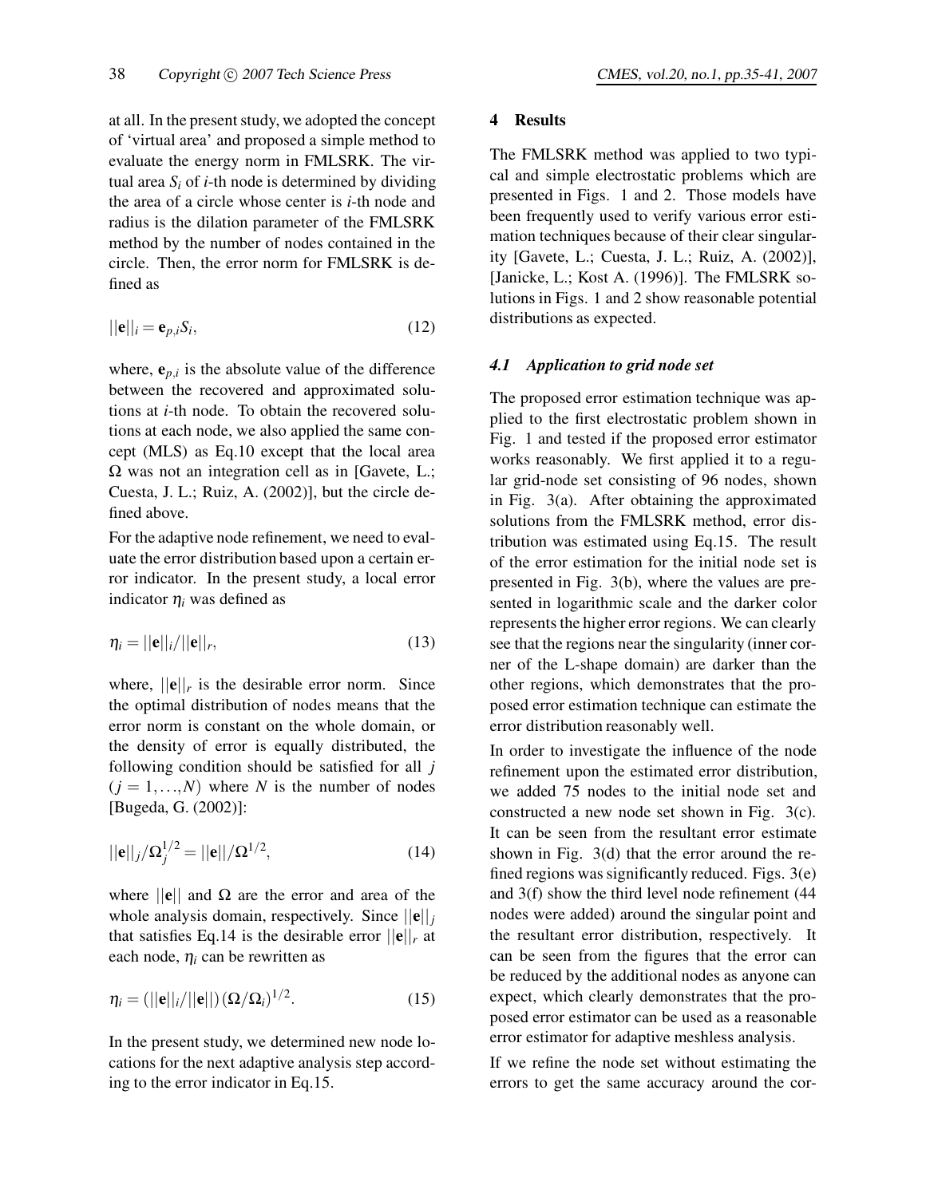at all. In the present study, we adopted the concept of 'virtual area' and proposed a simple method to evaluate the energy norm in FMLSRK. The virtual area $S_i$ of $i$-th node is determined by dividing the area of a circle whose center is $i$-th node and radius is the dilation parameter of the FMLSRK method by the number of nodes contained in the circle. Then, the error norm for FMLSRK is defined as

$$||\mathbf{e}||_i = \mathbf{e}_{p,i} S_i, \tag{12}$$

where, $\mathbf{e}_{p,i}$ is the absolute value of the difference between the recovered and approximated solutions at $i$-th node. To obtain the recovered solutions at each node, we also applied the same concept (MLS) as Eq.10 except that the local area $\Omega$ was not an integration cell as in [Gavete, L.; Cuesta, J. L.; Ruiz, A. (2002)], but the circle defined above.

For the adaptive node refinement, we need to evaluate the error distribution based upon a certain error indicator. In the present study, a local error indicator $\eta_i$ was defined as

$$\eta_i = ||\mathbf{e}||_i / ||\mathbf{e}||_r, \tag{13}$$

where, $||\mathbf{e}||_r$ is the desirable error norm. Since the optimal distribution of nodes means that the error norm is constant on the whole domain, or the density of error is equally distributed, the following condition should be satisfied for all $j$ $(j = 1, \ldots, N)$ where $N$ is the number of nodes [Bugeda, G. (2002)]:

$$||\mathbf{e}||_j / \Omega_j^{1/2} = ||\mathbf{e}|| / \Omega^{1/2}, \tag{14}$$

where $||\mathbf{e}||$ and $\Omega$ are the error and area of the whole analysis domain, respectively. Since $||\mathbf{e}||_j$ that satisfies Eq.14 is the desirable error $||\mathbf{e}||_r$ at each node, $\eta_i$ can be rewritten as

$$\eta_i = (||\mathbf{e}||_i / ||\mathbf{e}||) (\Omega / \Omega_i)^{1/2}. \tag{15}$$

In the present study, we determined new node locations for the next adaptive analysis step according to the error indicator in Eq.15.

## 4 Results

The FMLSRK method was applied to two typical and simple electrostatic problems which are presented in Figs. 1 and 2. Those models have been frequently used to verify various error estimation techniques because of their clear singularity [Gavete, L.; Cuesta, J. L.; Ruiz, A. (2002)], [Janicke, L.; Kost A. (1996)]. The FMLSRK solutions in Figs. 1 and 2 show reasonable potential distributions as expected.

### *4.1 Application to grid node set*

The proposed error estimation technique was applied to the first electrostatic problem shown in Fig. 1 and tested if the proposed error estimator works reasonably. We first applied it to a regular grid-node set consisting of 96 nodes, shown in Fig. 3(a). After obtaining the approximated solutions from the FMLSRK method, error distribution was estimated using Eq.15. The result of the error estimation for the initial node set is presented in Fig. 3(b), where the values are presented in logarithmic scale and the darker color represents the higher error regions. We can clearly see that the regions near the singularity (inner corner of the L-shape domain) are darker than the other regions, which demonstrates that the proposed error estimation technique can estimate the error distribution reasonably well.

In order to investigate the influence of the node refinement upon the estimated error distribution, we added 75 nodes to the initial node set and constructed a new node set shown in Fig. 3(c). It can be seen from the resultant error estimate shown in Fig. 3(d) that the error around the refined regions was significantly reduced. Figs. 3(e) and 3(f) show the third level node refinement (44 nodes were added) around the singular point and the resultant error distribution, respectively. It can be seen from the figures that the error can be reduced by the additional nodes as anyone can expect, which clearly demonstrates that the proposed error estimator can be used as a reasonable error estimator for adaptive meshless analysis.

If we refine the node set without estimating the errors to get the same accuracy around the cor-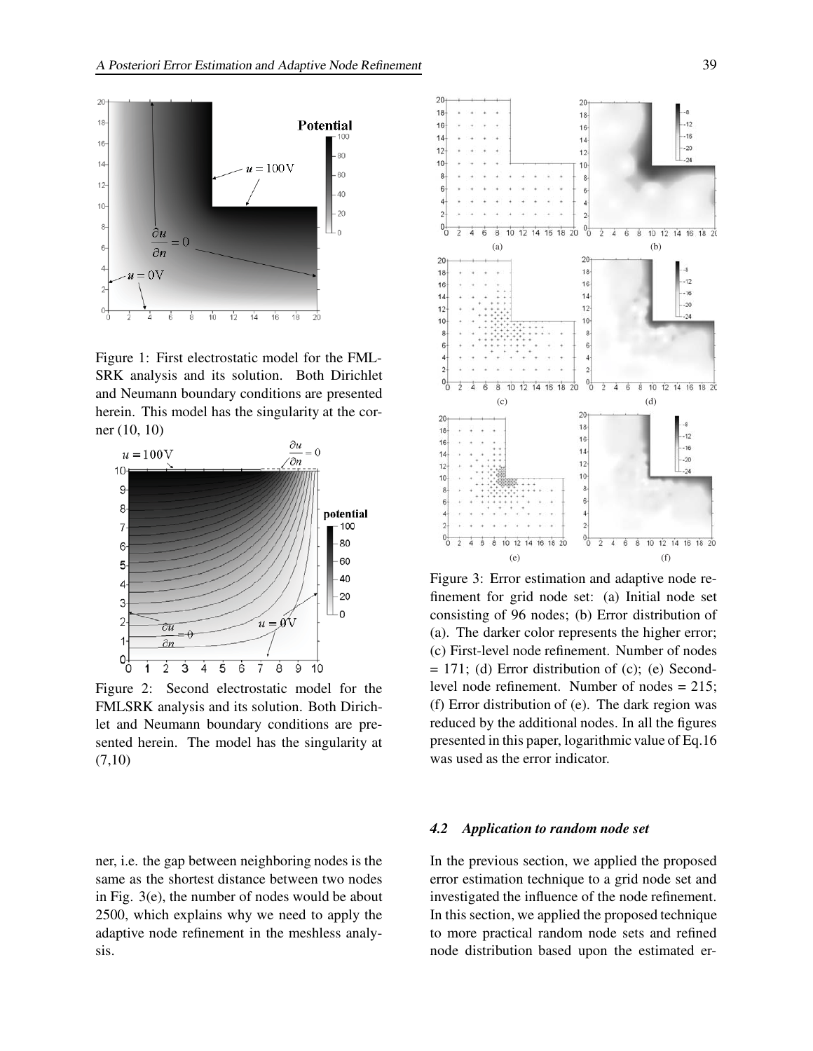Potential

100

80

60

40

20

0

$u = 100\text{V}$

$\dfrac{\partial u}{\partial n} = 0$

$u = 0\text{V}$

Figure 1: First electrostatic model for the FML-SRK analysis and its solution. Both Dirichlet and Neumann boundary conditions are presented herein. This model has the singularity at the corner (10, 10)

$u = 100\text{V}$

$\dfrac{\partial u}{\partial n} = 0$

potential

100

80

60

40

20

0

$\dfrac{\partial u}{\partial n} = 0$

$u = 0\text{V}$

Figure 2: Second electrostatic model for the FMLSRK analysis and its solution. Both Dirichlet and Neumann boundary conditions are presented herein. The model has the singularity at (7,10)

(a)

(b)

(c)

(d)

(e)

(f)

Figure 3: Error estimation and adaptive node refinement for grid node set: (a) Initial node set consisting of 96 nodes; (b) Error distribution of (a). The darker color represents the higher error; (c) First-level node refinement. Number of nodes = 171; (d) Error distribution of (c); (e) Second-level node refinement. Number of nodes = 215; (f) Error distribution of (e). The dark region was reduced by the additional nodes. In all the figures presented in this paper, logarithmic value of Eq.16 was used as the error indicator.

ner, i.e. the gap between neighboring nodes is the same as the shortest distance between two nodes in Fig. 3(e), the number of nodes would be about 2500, which explains why we need to apply the adaptive node refinement in the meshless analysis.

### *4.2 Application to random node set*

In the previous section, we applied the proposed error estimation technique to a grid node set and investigated the influence of the node refinement. In this section, we applied the proposed technique to more practical random node sets and refined node distribution based upon the estimated er-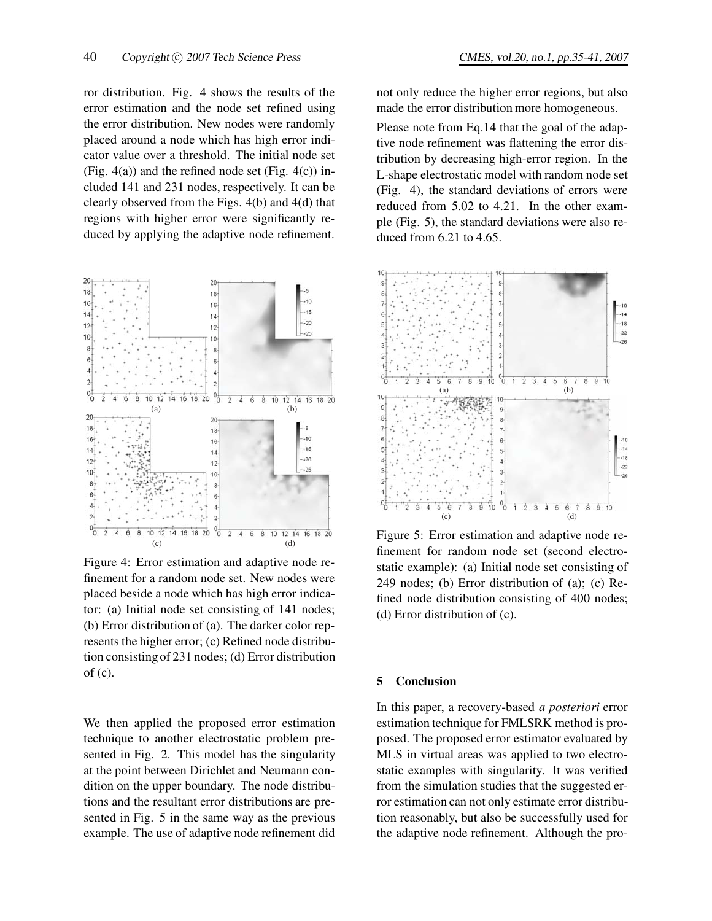ror distribution. Fig. 4 shows the results of the error estimation and the node set refined using the error distribution. New nodes were randomly placed around a node which has high error indicator value over a threshold. The initial node set (Fig. 4(a)) and the refined node set (Fig. 4(c)) included 141 and 231 nodes, respectively. It can be clearly observed from the Figs. 4(b) and 4(d) that regions with higher error were significantly reduced by applying the adaptive node refinement.

Figure 4: Error estimation and adaptive node refinement for a random node set. New nodes were placed beside a node which has high error indicator: (a) Initial node set consisting of 141 nodes; (b) Error distribution of (a). The darker color represents the higher error; (c) Refined node distribution consisting of 231 nodes; (d) Error distribution of (c).

We then applied the proposed error estimation technique to another electrostatic problem presented in Fig. 2. This model has the singularity at the point between Dirichlet and Neumann condition on the upper boundary. The node distributions and the resultant error distributions are presented in Fig. 5 in the same way as the previous example. The use of adaptive node refinement did not only reduce the higher error regions, but also made the error distribution more homogeneous.

Please note from Eq.14 that the goal of the adaptive node refinement was flattening the error distribution by decreasing high-error region. In the L-shape electrostatic model with random node set (Fig. 4), the standard deviations of errors were reduced from 5.02 to 4.21. In the other example (Fig. 5), the standard deviations were also reduced from 6.21 to 4.65.

Figure 5: Error estimation and adaptive node refinement for random node set (second electrostatic example): (a) Initial node set consisting of 249 nodes; (b) Error distribution of (a); (c) Refined node distribution consisting of 400 nodes; (d) Error distribution of (c).

## 5 Conclusion

In this paper, a recovery-based *a posteriori* error estimation technique for FMLSRK method is proposed. The proposed error estimator evaluated by MLS in virtual areas was applied to two electrostatic examples with singularity. It was verified from the simulation studies that the suggested error estimation can not only estimate error distribution reasonably, but also be successfully used for the adaptive node refinement. Although the pro-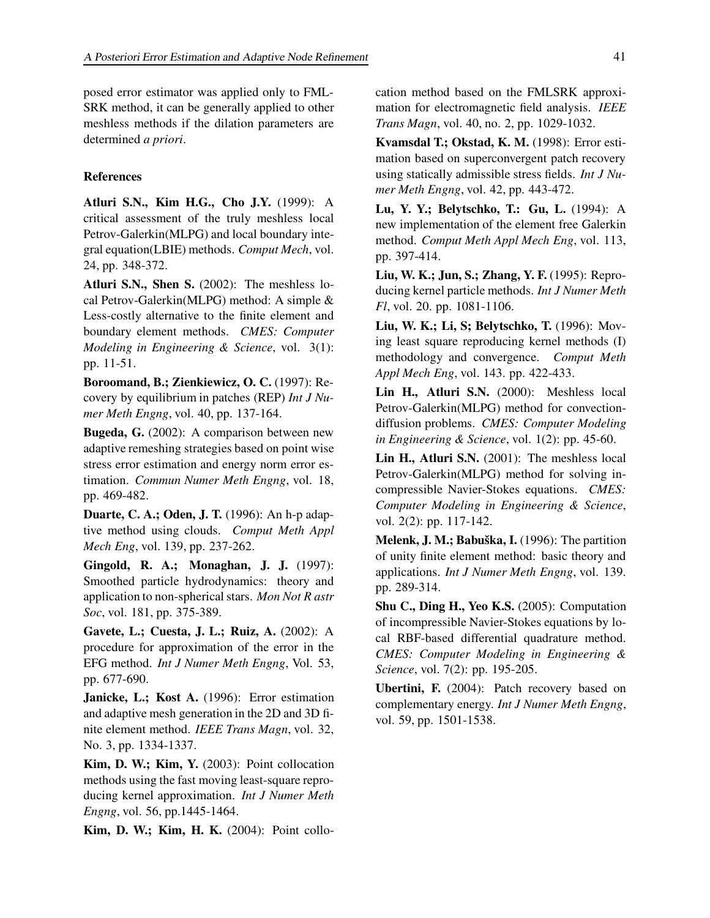posed error estimator was applied only to FMLSRK method, it can be generally applied to other meshless methods if the dilation parameters are determined *a priori*.

## References

**Atluri S.N., Kim H.G., Cho J.Y.** (1999): A critical assessment of the truly meshless local Petrov-Galerkin(MLPG) and local boundary integral equation(LBIE) methods. *Comput Mech*, vol. 24, pp. 348-372.

**Atluri S.N., Shen S.** (2002): The meshless local Petrov-Galerkin(MLPG) method: A simple & Less-costly alternative to the finite element and boundary element methods. *CMES: Computer Modeling in Engineering & Science*, vol. 3(1): pp. 11-51.

**Boroomand, B.; Zienkiewicz, O. C.** (1997): Recovery by equilibrium in patches (REP) *Int J Numer Meth Engng*, vol. 40, pp. 137-164.

**Bugeda, G.** (2002): A comparison between new adaptive remeshing strategies based on point wise stress error estimation and energy norm error estimation. *Commun Numer Meth Engng*, vol. 18, pp. 469-482.

**Duarte, C. A.; Oden, J. T.** (1996): An h-p adaptive method using clouds. *Comput Meth Appl Mech Eng*, vol. 139, pp. 237-262.

**Gingold, R. A.; Monaghan, J. J.** (1997): Smoothed particle hydrodynamics: theory and application to non-spherical stars. *Mon Not R astr Soc*, vol. 181, pp. 375-389.

**Gavete, L.; Cuesta, J. L.; Ruiz, A.** (2002): A procedure for approximation of the error in the EFG method. *Int J Numer Meth Engng*, Vol. 53, pp. 677-690.

**Janicke, L.; Kost A.** (1996): Error estimation and adaptive mesh generation in the 2D and 3D finite element method. *IEEE Trans Magn*, vol. 32, No. 3, pp. 1334-1337.

**Kim, D. W.; Kim, Y.** (2003): Point collocation methods using the fast moving least-square reproducing kernel approximation. *Int J Numer Meth Engng*, vol. 56, pp.1445-1464.

**Kim, D. W.; Kim, H. K.** (2004): Point collocation method based on the FMLSRK approximation for electromagnetic field analysis. *IEEE Trans Magn*, vol. 40, no. 2, pp. 1029-1032.

**Kvamsdal T.; Okstad, K. M.** (1998): Error estimation based on superconvergent patch recovery using statically admissible stress fields. *Int J Numer Meth Engng*, vol. 42, pp. 443-472.

**Lu, Y. Y.; Belytschko, T.: Gu, L.** (1994): A new implementation of the element free Galerkin method. *Comput Meth Appl Mech Eng*, vol. 113, pp. 397-414.

**Liu, W. K.; Jun, S.; Zhang, Y. F.** (1995): Reproducing kernel particle methods. *Int J Numer Meth Fl*, vol. 20. pp. 1081-1106.

**Liu, W. K.; Li, S; Belytschko, T.** (1996): Moving least square reproducing kernel methods (I) methodology and convergence. *Comput Meth Appl Mech Eng*, vol. 143. pp. 422-433.

**Lin H., Atluri S.N.** (2000): Meshless local Petrov-Galerkin(MLPG) method for convection-diffusion problems. *CMES: Computer Modeling in Engineering & Science*, vol. 1(2): pp. 45-60.

**Lin H., Atluri S.N.** (2001): The meshless local Petrov-Galerkin(MLPG) method for solving incompressible Navier-Stokes equations. *CMES: Computer Modeling in Engineering & Science*, vol. 2(2): pp. 117-142.

**Melenk, J. M.; Babuška, I.** (1996): The partition of unity finite element method: basic theory and applications. *Int J Numer Meth Engng*, vol. 139. pp. 289-314.

**Shu C., Ding H., Yeo K.S.** (2005): Computation of incompressible Navier-Stokes equations by local RBF-based differential quadrature method. *CMES: Computer Modeling in Engineering & Science*, vol. 7(2): pp. 195-205.

**Ubertini, F.** (2004): Patch recovery based on complementary energy. *Int J Numer Meth Engng*, vol. 59, pp. 1501-1538.